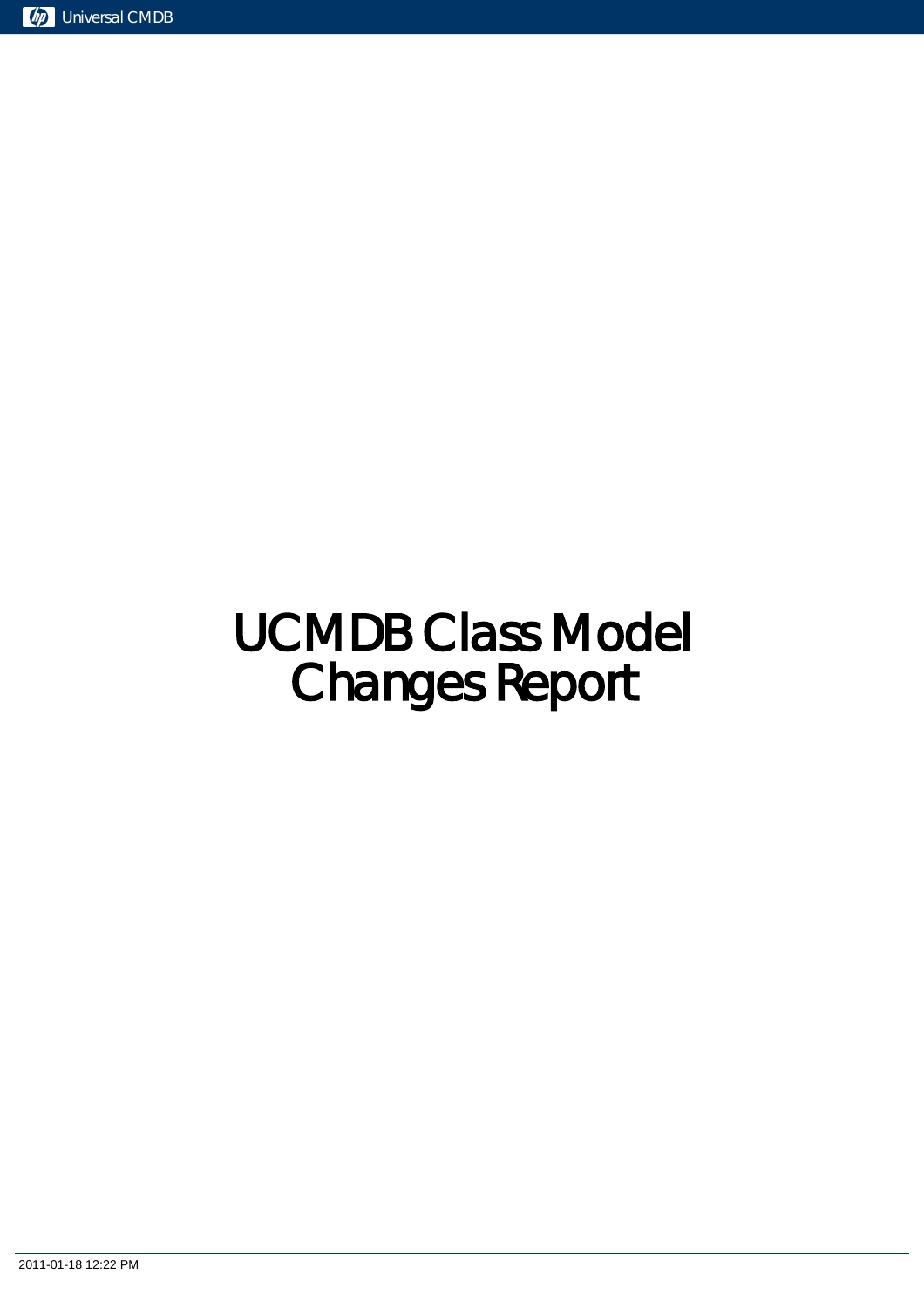# UCMDB Class Model Changes Report

2011-01-18 12:22 PM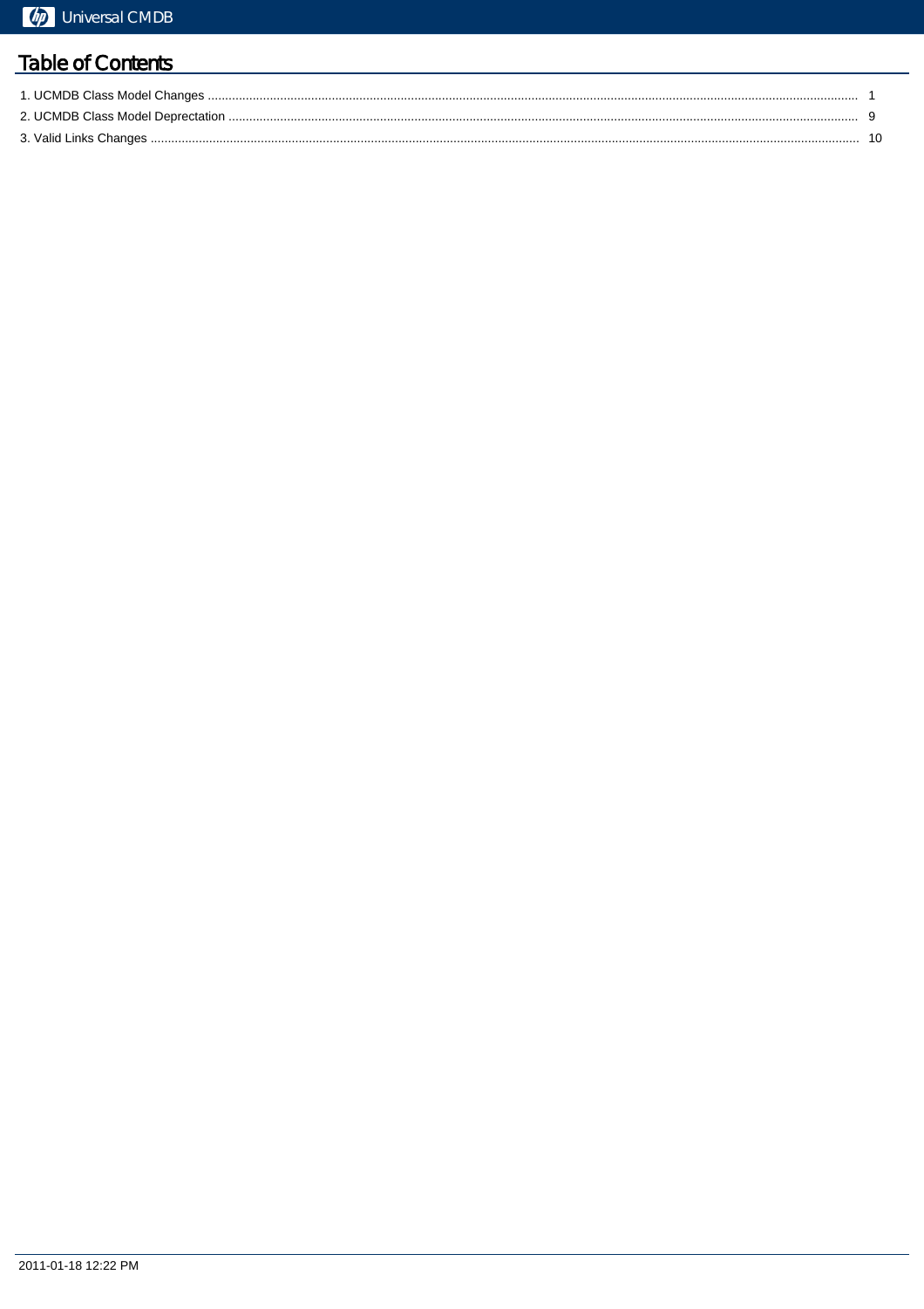# Table of Contents

1. UCMDB Class Model Changes ........................................................................................ 1
2. UCMDB Class Model Deprecation ........................................................................................ 9
3. Valid Links Changes ........................................................................................ 10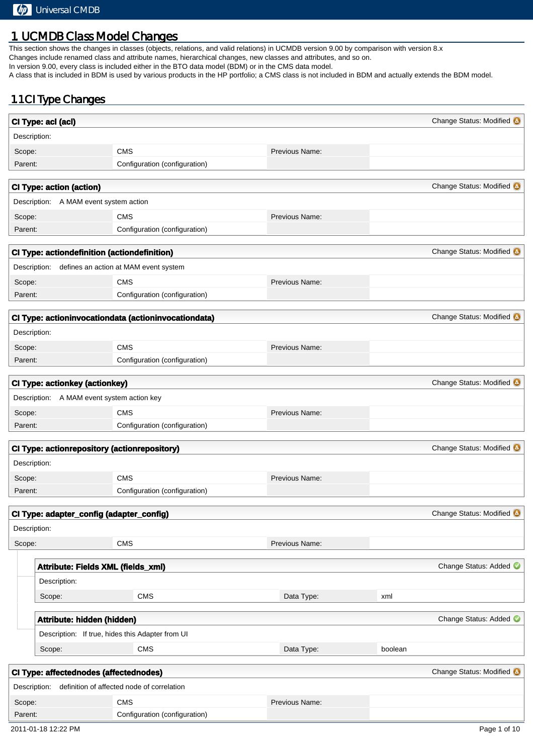# 1 UCMDB Class Model Changes

This section shows the changes in classes (objects, relations, and valid relations) in UCMDB version 9.00 by comparison with version 8.x
Changes include renamed class and attribute names, hierarchical changes, new classes and attributes, and so on.
In version 9.00, every class is included either in the BTO data model (BDM) or in the CMS data model.
A class that is included in BDM is used by various products in the HP portfolio; a CMS class is not included in BDM and actually extends the BDM model.

## 1.1 CI Type Changes

### CI Type: acl (acl)

Change Status: Modified

| Description: | | | |
|---|---|---|---|
| Scope: | CMS | Previous Name: | |
| Parent: | Configuration (configuration) | | |

### CI Type: action (action)

Change Status: Modified

| Description: | A MAM event system action | | |
|---|---|---|---|
| Scope: | CMS | Previous Name: | |
| Parent: | Configuration (configuration) | | |

### CI Type: actiondefinition (actiondefinition)

Change Status: Modified

| Description: | defines an action at MAM event system | | |
|---|---|---|---|
| Scope: | CMS | Previous Name: | |
| Parent: | Configuration (configuration) | | |

### CI Type: actioninvocationdata (actioninvocationdata)

Change Status: Modified

| Description: | | | |
|---|---|---|---|
| Scope: | CMS | Previous Name: | |
| Parent: | Configuration (configuration) | | |

### CI Type: actionkey (actionkey)

Change Status: Modified

| Description: | A MAM event system action key | | |
|---|---|---|---|
| Scope: | CMS | Previous Name: | |
| Parent: | Configuration (configuration) | | |

### CI Type: actionrepository (actionrepository)

Change Status: Modified

| Description: | | | |
|---|---|---|---|
| Scope: | CMS | Previous Name: | |
| Parent: | Configuration (configuration) | | |

### CI Type: adapter_config (adapter_config)

Change Status: Modified

| Description: | | | |
|---|---|---|---|
| Scope: | CMS | Previous Name: | |

#### Attribute: Fields XML (fields_xml)

Change Status: Added

| Description: | | | |
|---|---|---|---|
| Scope: | CMS | Data Type: | xml |

#### Attribute: hidden (hidden)

Change Status: Added

| Description: | If true, hides this Adapter from UI | | |
|---|---|---|---|
| Scope: | CMS | Data Type: | boolean |

### CI Type: affectednodes (affectednodes)

Change Status: Modified

| Description: | definition of affected node of correlation | | |
|---|---|---|---|
| Scope: | CMS | Previous Name: | |
| Parent: | Configuration (configuration) | | |

2011-01-18 12:22 PM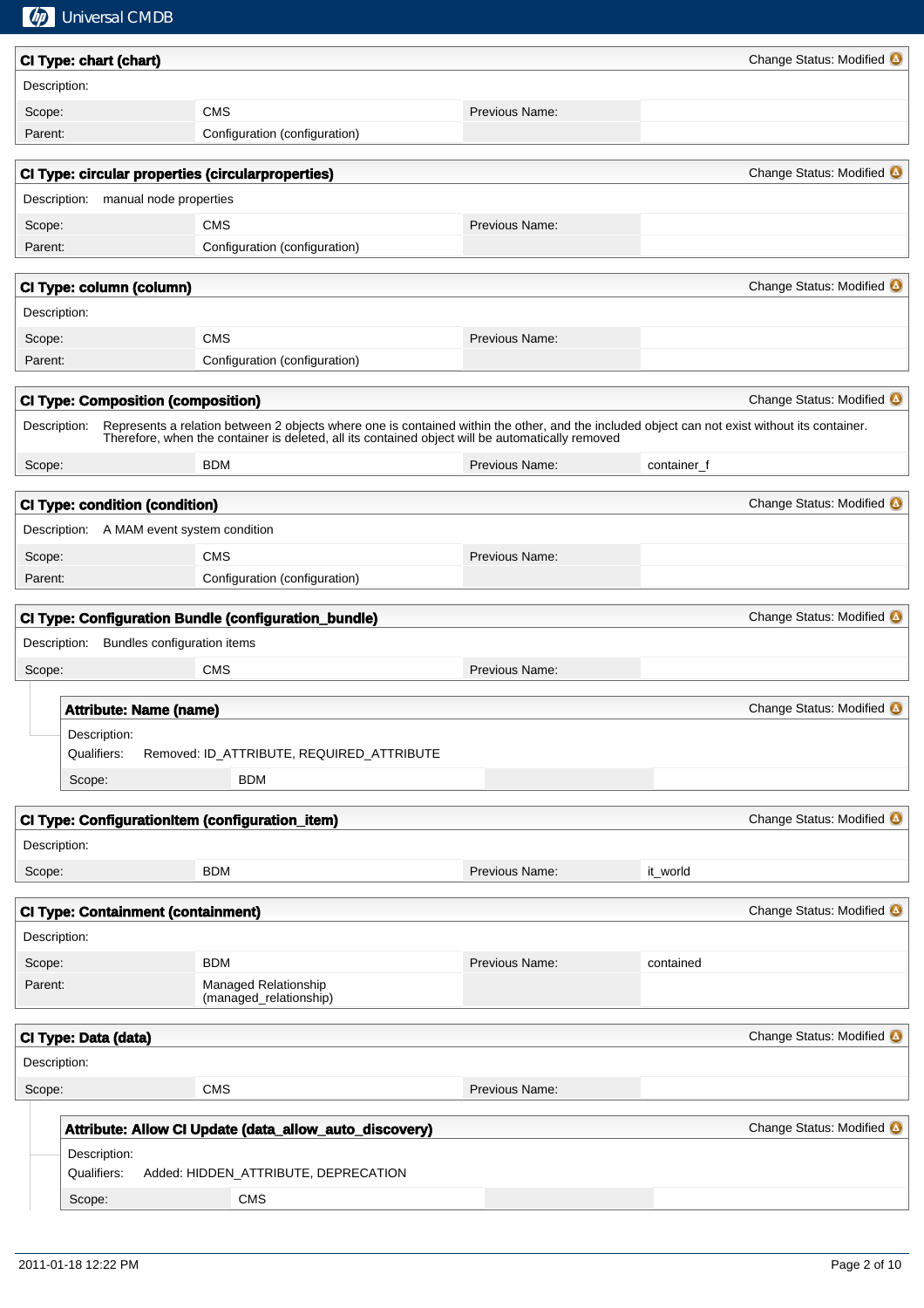## CI Type: chart (chart)

Change Status: Modified

| Description: | | | |
|---|---|---|---|
| Scope: | CMS | Previous Name: | |
| Parent: | Configuration (configuration) | | |

## CI Type: circular properties (circularproperties)

Change Status: Modified

| Description: | manual node properties | | |
|---|---|---|---|
| Scope: | CMS | Previous Name: | |
| Parent: | Configuration (configuration) | | |

## CI Type: column (column)

Change Status: Modified

| Description: | | | |
|---|---|---|---|
| Scope: | CMS | Previous Name: | |
| Parent: | Configuration (configuration) | | |

## CI Type: Composition (composition)

Change Status: Modified

| Description: | Represents a relation between 2 objects where one is contained within the other, and the included object can not exist without its container. Therefore, when the container is deleted, all its contained object will be automatically removed | | |
|---|---|---|---|
| Scope: | BDM | Previous Name: | container_f |

## CI Type: condition (condition)

Change Status: Modified

| Description: | A MAM event system condition | | |
|---|---|---|---|
| Scope: | CMS | Previous Name: | |
| Parent: | Configuration (configuration) | | |

## CI Type: Configuration Bundle (configuration_bundle)

Change Status: Modified

| Description: | Bundles configuration items | | |
|---|---|---|---|
| Scope: | CMS | Previous Name: | |

### Attribute: Name (name)

Change Status: Modified

| Description: | | | |
|---|---|---|---|
| Qualifiers: | Removed: ID_ATTRIBUTE, REQUIRED_ATTRIBUTE | | |
| Scope: | BDM | | |

## CI Type: ConfigurationItem (configuration_item)

Change Status: Modified

| Description: | | | |
|---|---|---|---|
| Scope: | BDM | Previous Name: | it_world |

## CI Type: Containment (containment)

Change Status: Modified

| Description: | | | |
|---|---|---|---|
| Scope: | BDM | Previous Name: | contained |
| Parent: | Managed Relationship (managed_relationship) | | |

## CI Type: Data (data)

Change Status: Modified

| Description: | | | |
|---|---|---|---|
| Scope: | CMS | Previous Name: | |

### Attribute: Allow CI Update (data_allow_auto_discovery)

Change Status: Modified

| Description: | | | |
|---|---|---|---|
| Qualifiers: | Added: HIDDEN_ATTRIBUTE, DEPRECATION | | |
| Scope: | CMS | | |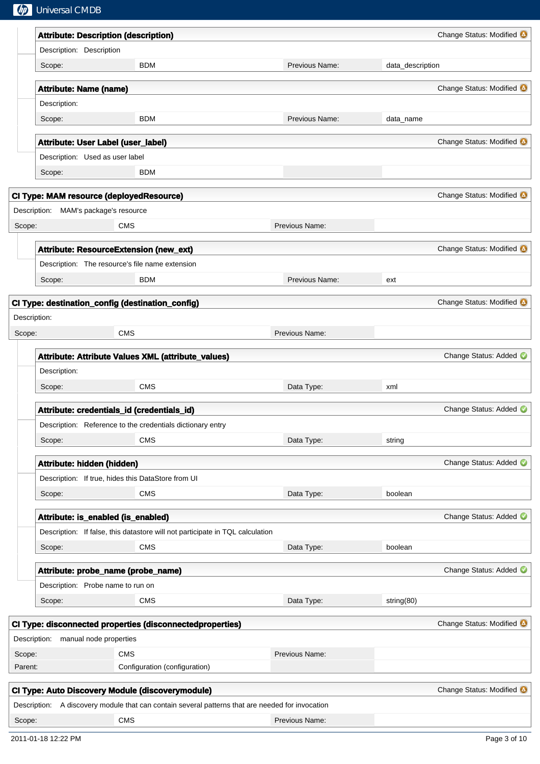**Attribute: Description (description)** — Change Status: Modified

| Description: | Description | | |
|---|---|---|---|
| Scope: | BDM | Previous Name: | data_description |

**Attribute: Name (name)** — Change Status: Modified

| Description: | | | |
|---|---|---|---|
| Scope: | BDM | Previous Name: | data_name |

**Attribute: User Label (user_label)** — Change Status: Modified

| Description: | Used as user label | | |
|---|---|---|---|
| Scope: | BDM | | |

**CI Type: MAM resource (deployedResource)** — Change Status: Modified

| Description: | MAM's package's resource | | |
|---|---|---|---|
| Scope: | CMS | Previous Name: | |

**Attribute: ResourceExtension (new_ext)** — Change Status: Modified

| Description: | The resource's file name extension | | |
|---|---|---|---|
| Scope: | BDM | Previous Name: | ext |

**CI Type: destination_config (destination_config)** — Change Status: Modified

| Description: | | | |
|---|---|---|---|
| Scope: | CMS | Previous Name: | |

**Attribute: Attribute Values XML (attribute_values)** — Change Status: Added

| Description: | | | |
|---|---|---|---|
| Scope: | CMS | Data Type: | xml |

**Attribute: credentials_id (credentials_id)** — Change Status: Added

| Description: | Reference to the credentials dictionary entry | | |
|---|---|---|---|
| Scope: | CMS | Data Type: | string |

**Attribute: hidden (hidden)** — Change Status: Added

| Description: | If true, hides this DataStore from UI | | |
|---|---|---|---|
| Scope: | CMS | Data Type: | boolean |

**Attribute: is_enabled (is_enabled)** — Change Status: Added

| Description: | If false, this datastore will not participate in TQL calculation | | |
|---|---|---|---|
| Scope: | CMS | Data Type: | boolean |

**Attribute: probe_name (probe_name)** — Change Status: Added

| Description: | Probe name to run on | | |
|---|---|---|---|
| Scope: | CMS | Data Type: | string(80) |

**CI Type: disconnected properties (disconnectedproperties)** — Change Status: Modified

| Description: | manual node properties | | |
|---|---|---|---|
| Scope: | CMS | Previous Name: | |
| Parent: | Configuration (configuration) | | |

**CI Type: Auto Discovery Module (discoverymodule)** — Change Status: Modified

| Description: | A discovery module that can contain several patterns that are needed for invocation | | |
|---|---|---|---|
| Scope: | CMS | Previous Name: | |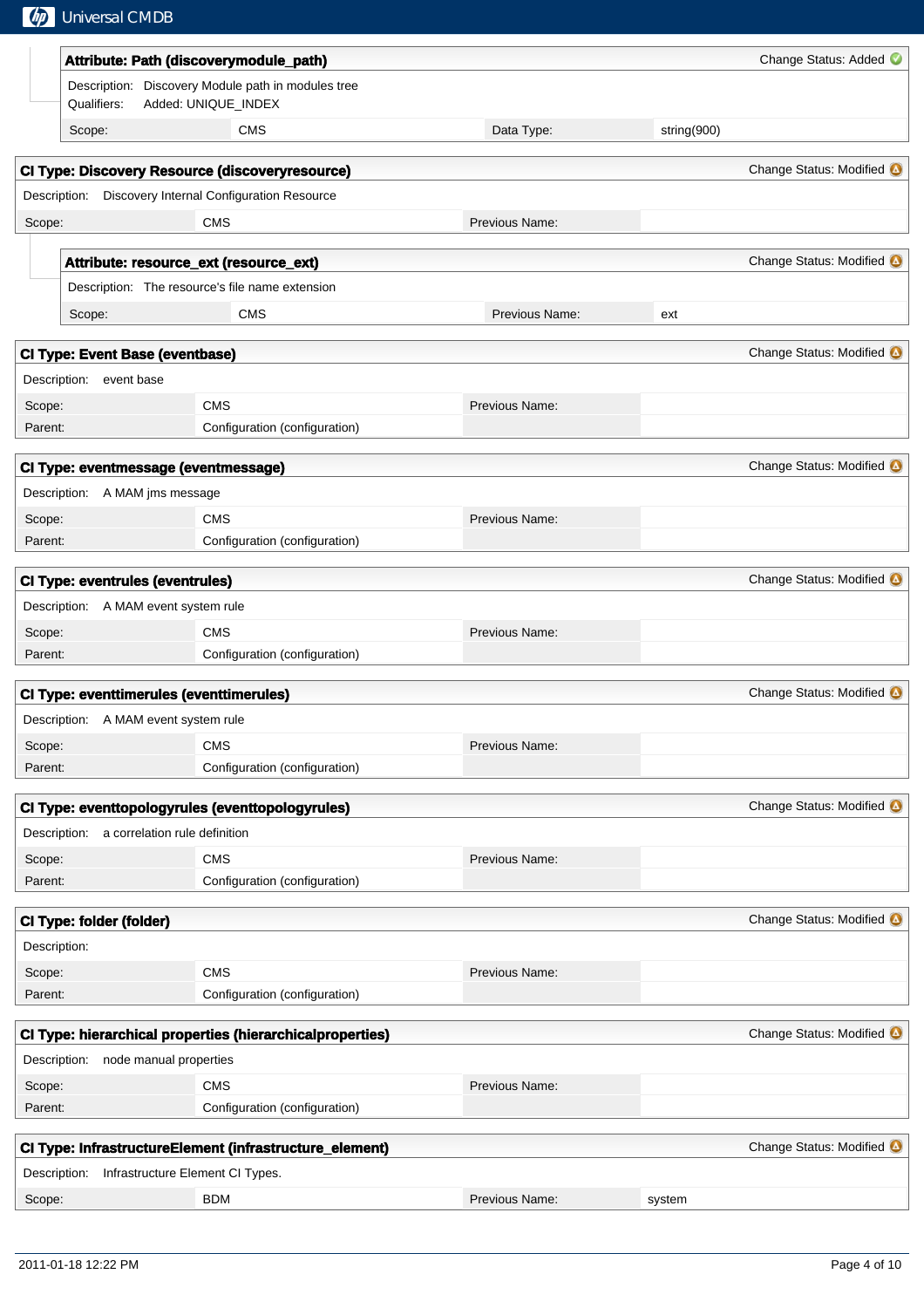### Attribute: Path (discoverymodule_path)

Change Status: Added

Description: Discovery Module path in modules tree
Qualifiers: Added: UNIQUE_INDEX

| Scope: | CMS | Data Type: | string(900) |
|---|---|---|---|

## CI Type: Discovery Resource (discoveryresource)

Change Status: Modified

Description: Discovery Internal Configuration Resource

| Scope: | CMS | Previous Name: | |
|---|---|---|---|

### Attribute: resource_ext (resource_ext)

Change Status: Modified

Description: The resource's file name extension

| Scope: | CMS | Previous Name: | ext |
|---|---|---|---|

## CI Type: Event Base (eventbase)

Change Status: Modified

Description: event base

| Scope: | CMS | Previous Name: | |
|---|---|---|---|
| Parent: | Configuration (configuration) | | |

## CI Type: eventmessage (eventmessage)

Change Status: Modified

Description: A MAM jms message

| Scope: | CMS | Previous Name: | |
|---|---|---|---|
| Parent: | Configuration (configuration) | | |

## CI Type: eventrules (eventrules)

Change Status: Modified

Description: A MAM event system rule

| Scope: | CMS | Previous Name: | |
|---|---|---|---|
| Parent: | Configuration (configuration) | | |

## CI Type: eventtimerules (eventtimerules)

Change Status: Modified

Description: A MAM event system rule

| Scope: | CMS | Previous Name: | |
|---|---|---|---|
| Parent: | Configuration (configuration) | | |

## CI Type: eventtopologyrules (eventtopologyrules)

Change Status: Modified

Description: a correlation rule definition

| Scope: | CMS | Previous Name: | |
|---|---|---|---|
| Parent: | Configuration (configuration) | | |

## CI Type: folder (folder)

Change Status: Modified

Description:

| Scope: | CMS | Previous Name: | |
|---|---|---|---|
| Parent: | Configuration (configuration) | | |

## CI Type: hierarchical properties (hierarchicalproperties)

Change Status: Modified

Description: node manual properties

| Scope: | CMS | Previous Name: | |
|---|---|---|---|
| Parent: | Configuration (configuration) | | |

## CI Type: InfrastructureElement (infrastructure_element)

Change Status: Modified

Description: Infrastructure Element CI Types.

| Scope: | BDM | Previous Name: | system |
|---|---|---|---|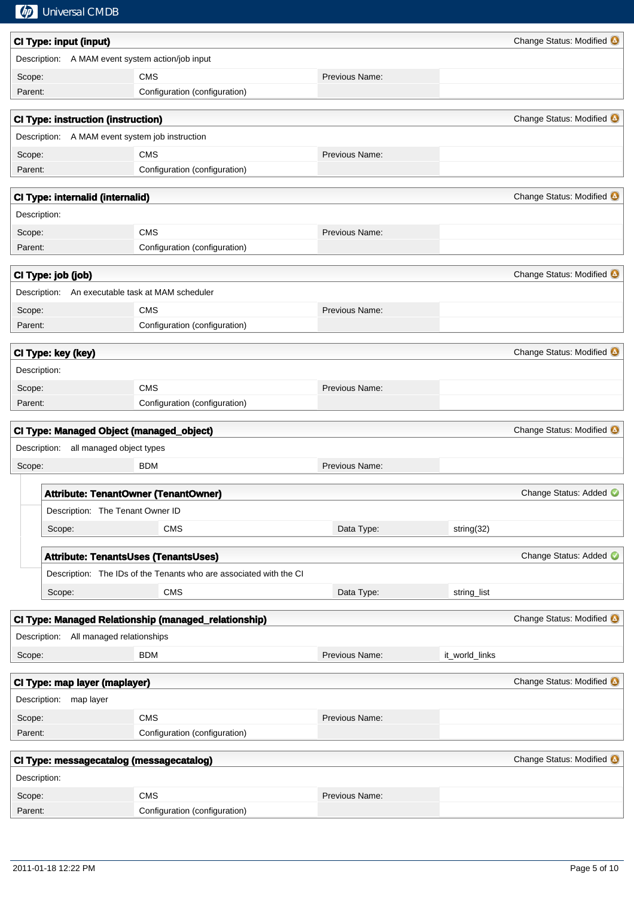### CI Type: input (input)

Change Status: Modified

Description: A MAM event system action/job input

| Scope: | CMS | Previous Name: | |
|---|---|---|---|
| Parent: | Configuration (configuration) | | |

### CI Type: instruction (instruction)

Change Status: Modified

Description: A MAM event system job instruction

| Scope: | CMS | Previous Name: | |
|---|---|---|---|
| Parent: | Configuration (configuration) | | |

### CI Type: internalid (internalid)

Change Status: Modified

Description:

| Scope: | CMS | Previous Name: | |
|---|---|---|---|
| Parent: | Configuration (configuration) | | |

### CI Type: job (job)

Change Status: Modified

Description: An executable task at MAM scheduler

| Scope: | CMS | Previous Name: | |
|---|---|---|---|
| Parent: | Configuration (configuration) | | |

### CI Type: key (key)

Change Status: Modified

Description:

| Scope: | CMS | Previous Name: | |
|---|---|---|---|
| Parent: | Configuration (configuration) | | |

### CI Type: Managed Object (managed_object)

Change Status: Modified

Description: all managed object types

| Scope: | BDM | Previous Name: | |
|---|---|---|---|

#### Attribute: TenantOwner (TenantOwner)

Change Status: Added

Description: The Tenant Owner ID

| Scope: | CMS | Data Type: | string(32) |
|---|---|---|---|

#### Attribute: TenantsUses (TenantsUses)

Change Status: Added

Description: The IDs of the Tenants who are associated with the CI

| Scope: | CMS | Data Type: | string_list |
|---|---|---|---|

### CI Type: Managed Relationship (managed_relationship)

Change Status: Modified

Description: All managed relationships

| Scope: | BDM | Previous Name: | it_world_links |
|---|---|---|---|

### CI Type: map layer (maplayer)

Change Status: Modified

Description: map layer

| Scope: | CMS | Previous Name: | |
|---|---|---|---|
| Parent: | Configuration (configuration) | | |

### CI Type: messagecatalog (messagecatalog)

Change Status: Modified

Description:

| Scope: | CMS | Previous Name: | |
|---|---|---|---|
| Parent: | Configuration (configuration) | | |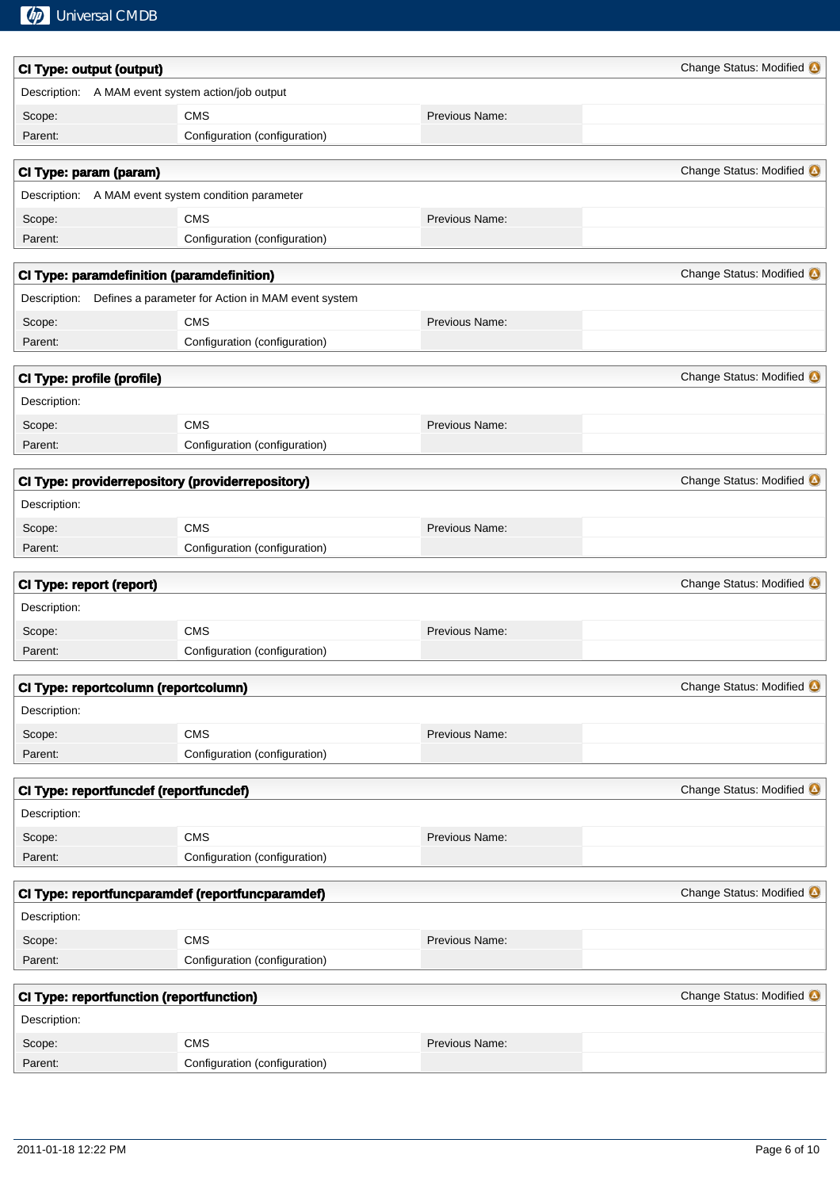## CI Type: output (output)

Change Status: Modified

Description: A MAM event system action/job output

| Scope: | CMS | Previous Name: | |
|---|---|---|---|
| Parent: | Configuration (configuration) | | |

## CI Type: param (param)

Change Status: Modified

Description: A MAM event system condition parameter

| Scope: | CMS | Previous Name: | |
|---|---|---|---|
| Parent: | Configuration (configuration) | | |

## CI Type: paramdefinition (paramdefinition)

Change Status: Modified

Description: Defines a parameter for Action in MAM event system

| Scope: | CMS | Previous Name: | |
|---|---|---|---|
| Parent: | Configuration (configuration) | | |

## CI Type: profile (profile)

Change Status: Modified

Description:

| Scope: | CMS | Previous Name: | |
|---|---|---|---|
| Parent: | Configuration (configuration) | | |

## CI Type: providerrepository (providerrepository)

Change Status: Modified

Description:

| Scope: | CMS | Previous Name: | |
|---|---|---|---|
| Parent: | Configuration (configuration) | | |

## CI Type: report (report)

Change Status: Modified

Description:

| Scope: | CMS | Previous Name: | |
|---|---|---|---|
| Parent: | Configuration (configuration) | | |

## CI Type: reportcolumn (reportcolumn)

Change Status: Modified

Description:

| Scope: | CMS | Previous Name: | |
|---|---|---|---|
| Parent: | Configuration (configuration) | | |

## CI Type: reportfuncdef (reportfuncdef)

Change Status: Modified

Description:

| Scope: | CMS | Previous Name: | |
|---|---|---|---|
| Parent: | Configuration (configuration) | | |

## CI Type: reportfuncparamdef (reportfuncparamdef)

Change Status: Modified

Description:

| Scope: | CMS | Previous Name: | |
|---|---|---|---|
| Parent: | Configuration (configuration) | | |

## CI Type: reportfunction (reportfunction)

Change Status: Modified

Description:

| Scope: | CMS | Previous Name: | |
|---|---|---|---|
| Parent: | Configuration (configuration) | | |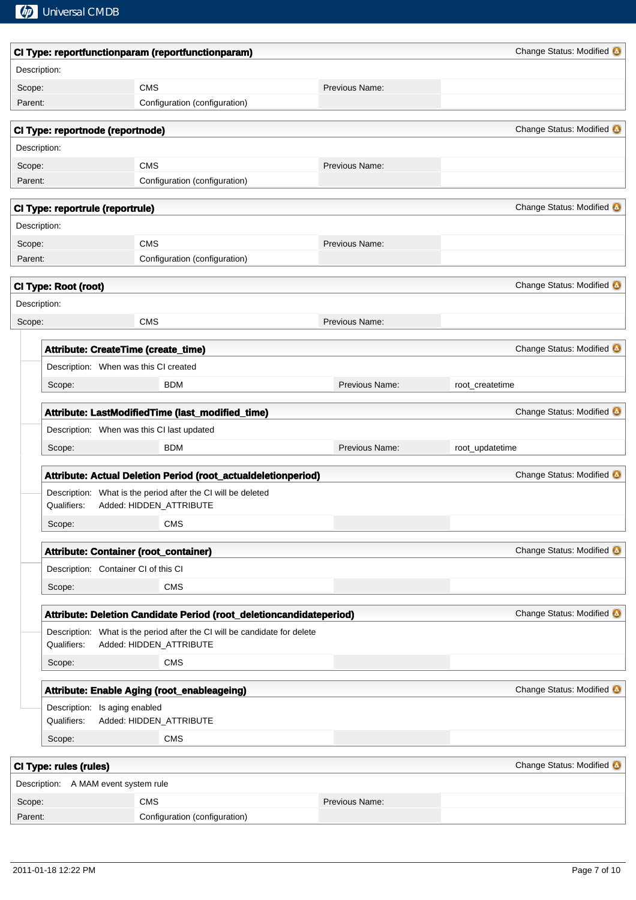## CI Type: reportfunctionparam (reportfunctionparam)

Change Status: Modified

Description:

| Scope: | CMS | Previous Name: | |
|---|---|---|---|
| Parent: | Configuration (configuration) | | |

## CI Type: reportnode (reportnode)

Change Status: Modified

Description:

| Scope: | CMS | Previous Name: | |
|---|---|---|---|
| Parent: | Configuration (configuration) | | |

## CI Type: reportrule (reportrule)

Change Status: Modified

Description:

| Scope: | CMS | Previous Name: | |
|---|---|---|---|
| Parent: | Configuration (configuration) | | |

## CI Type: Root (root)

Change Status: Modified

Description:

| Scope: | CMS | Previous Name: | |
|---|---|---|---|

### Attribute: CreateTime (create_time)

Change Status: Modified

Description: When was this CI created

| Scope: | BDM | Previous Name: | root_createtime |
|---|---|---|---|

### Attribute: LastModifiedTime (last_modified_time)

Change Status: Modified

Description: When was this CI last updated

| Scope: | BDM | Previous Name: | root_updatetime |
|---|---|---|---|

### Attribute: Actual Deletion Period (root_actualdeletionperiod)

Change Status: Modified

Description: What is the period after the CI will be deleted
Qualifiers: Added: HIDDEN_ATTRIBUTE

| Scope: | CMS | | |
|---|---|---|---|

### Attribute: Container (root_container)

Change Status: Modified

Description: Container CI of this CI

| Scope: | CMS | | |
|---|---|---|---|

### Attribute: Deletion Candidate Period (root_deletioncandidateperiod)

Change Status: Modified

Description: What is the period after the CI will be candidate for delete
Qualifiers: Added: HIDDEN_ATTRIBUTE

| Scope: | CMS | | |
|---|---|---|---|

### Attribute: Enable Aging (root_enableageing)

Change Status: Modified

Description: Is aging enabled
Qualifiers: Added: HIDDEN_ATTRIBUTE

| Scope: | CMS | | |
|---|---|---|---|

## CI Type: rules (rules)

Change Status: Modified

Description: A MAM event system rule

| Scope: | CMS | Previous Name: | |
|---|---|---|---|
| Parent: | Configuration (configuration) | | |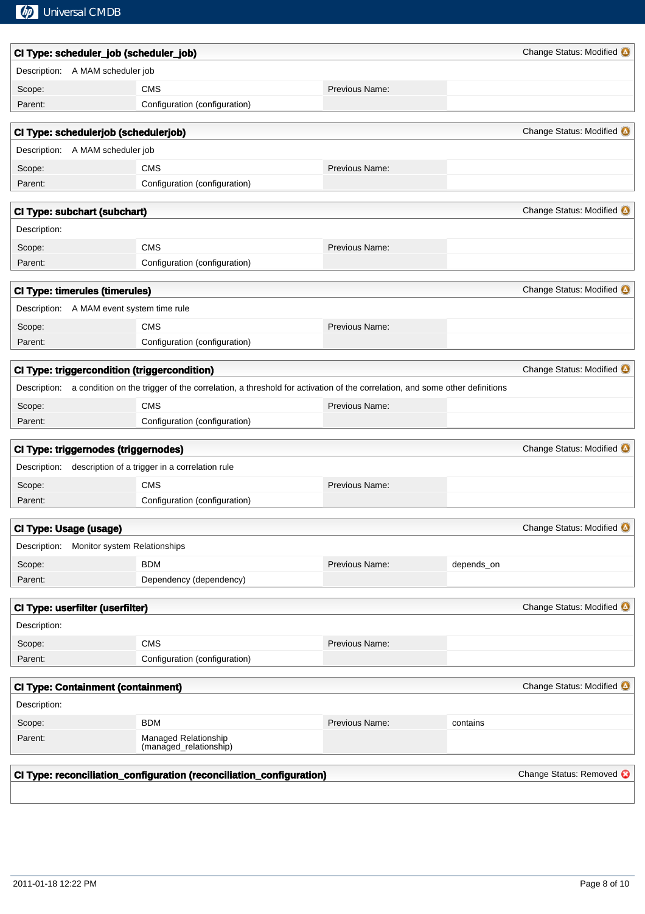### CI Type: scheduler_job (scheduler_job)

Change Status: Modified

Description: A MAM scheduler job

| | | | |
|---|---|---|---|
| Scope: | CMS | Previous Name: | |
| Parent: | Configuration (configuration) | | |

### CI Type: schedulerjob (schedulerjob)

Change Status: Modified

Description: A MAM scheduler job

| | | | |
|---|---|---|---|
| Scope: | CMS | Previous Name: | |
| Parent: | Configuration (configuration) | | |

### CI Type: subchart (subchart)

Change Status: Modified

Description:

| | | | |
|---|---|---|---|
| Scope: | CMS | Previous Name: | |
| Parent: | Configuration (configuration) | | |

### CI Type: timerules (timerules)

Change Status: Modified

Description: A MAM event system time rule

| | | | |
|---|---|---|---|
| Scope: | CMS | Previous Name: | |
| Parent: | Configuration (configuration) | | |

### CI Type: triggercondition (triggercondition)

Change Status: Modified

Description: a condition on the trigger of the correlation, a threshold for activation of the correlation, and some other definitions

| | | | |
|---|---|---|---|
| Scope: | CMS | Previous Name: | |
| Parent: | Configuration (configuration) | | |

### CI Type: triggernodes (triggernodes)

Change Status: Modified

Description: description of a trigger in a correlation rule

| | | | |
|---|---|---|---|
| Scope: | CMS | Previous Name: | |
| Parent: | Configuration (configuration) | | |

### CI Type: Usage (usage)

Change Status: Modified

Description: Monitor system Relationships

| | | | |
|---|---|---|---|
| Scope: | BDM | Previous Name: | depends_on |
| Parent: | Dependency (dependency) | | |

### CI Type: userfilter (userfilter)

Change Status: Modified

Description:

| | | | |
|---|---|---|---|
| Scope: | CMS | Previous Name: | |
| Parent: | Configuration (configuration) | | |

### CI Type: Containment (containment)

Change Status: Modified

Description:

| | | | |
|---|---|---|---|
| Scope: | BDM | Previous Name: | contains |
| Parent: | Managed Relationship (managed_relationship) | | |

### CI Type: reconciliation_configuration (reconciliation_configuration)

Change Status: Removed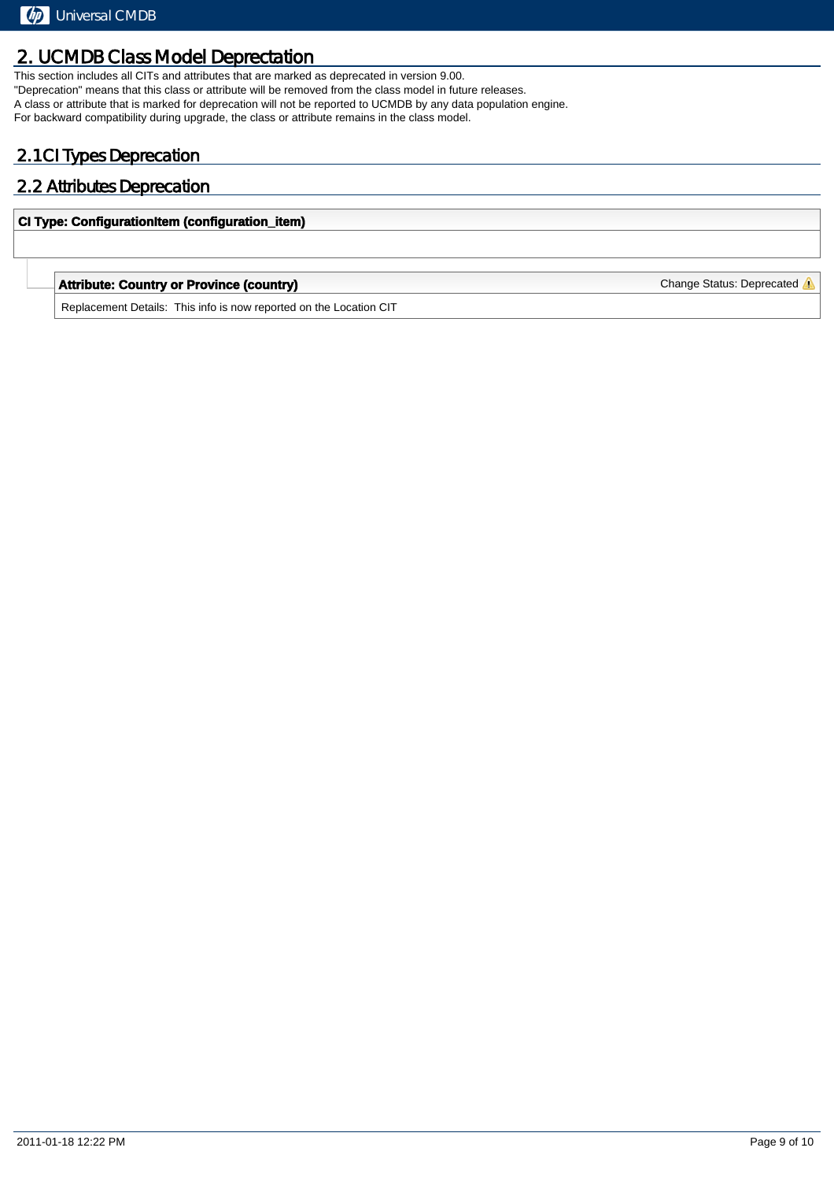## 2. UCMDB Class Model Deprecation

This section includes all CITs and attributes that are marked as deprecated in version 9.00.
"Deprecation" means that this class or attribute will be removed from the class model in future releases.
A class or attribute that is marked for deprecation will not be reported to UCMDB by any data population engine.
For backward compatibility during upgrade, the class or attribute remains in the class model.

### 2.1 CI Types Deprecation

### 2.2 Attributes Deprecation

**CI Type: ConfigurationItem (configuration_item)**

**Attribute: Country or Province (country)** — Change Status: Deprecated

Replacement Details: This info is now reported on the Location CIT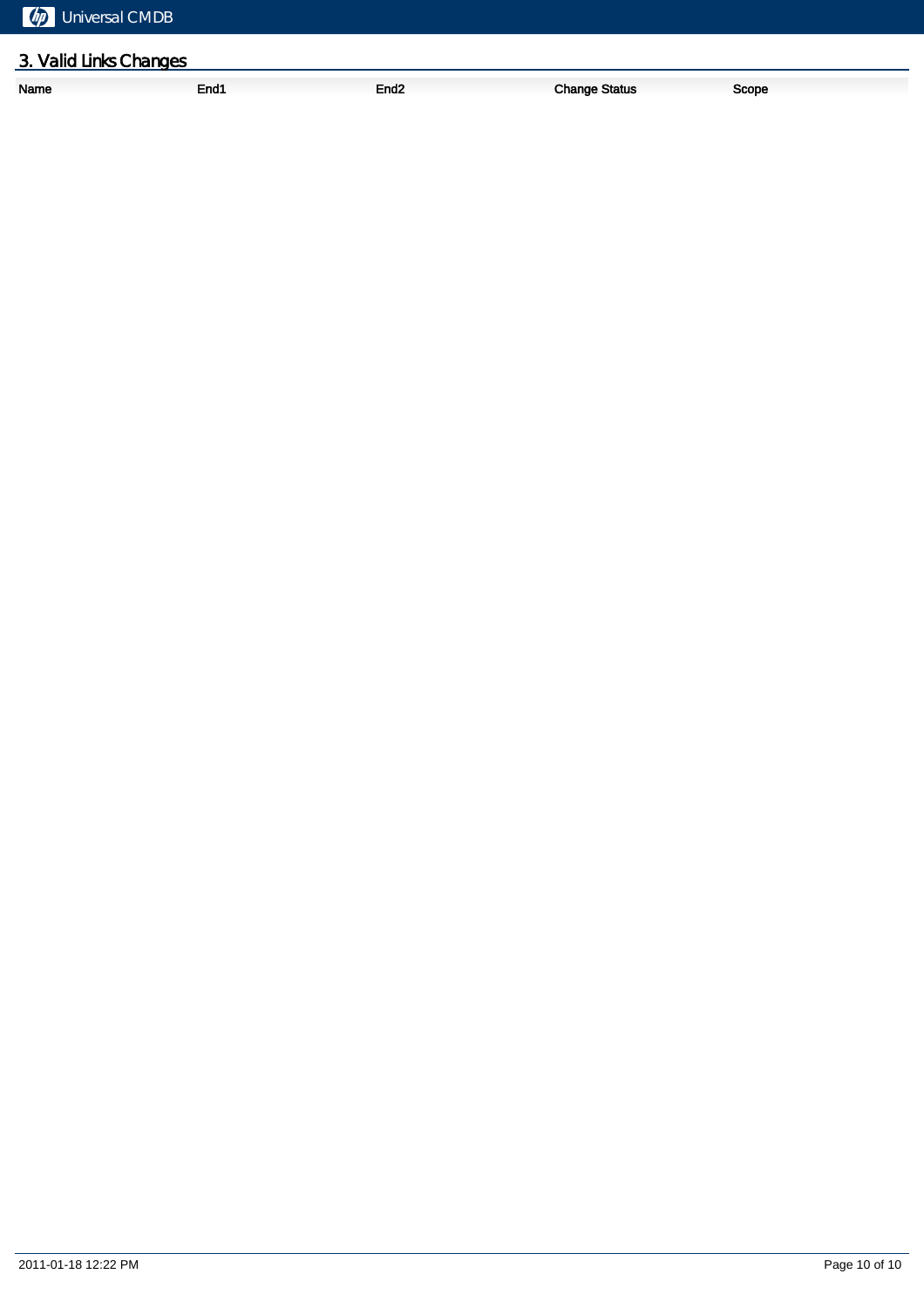## 3. Valid Links Changes

| Name | End1 | End2 | Change Status | Scope |
|---|---|---|---|---|